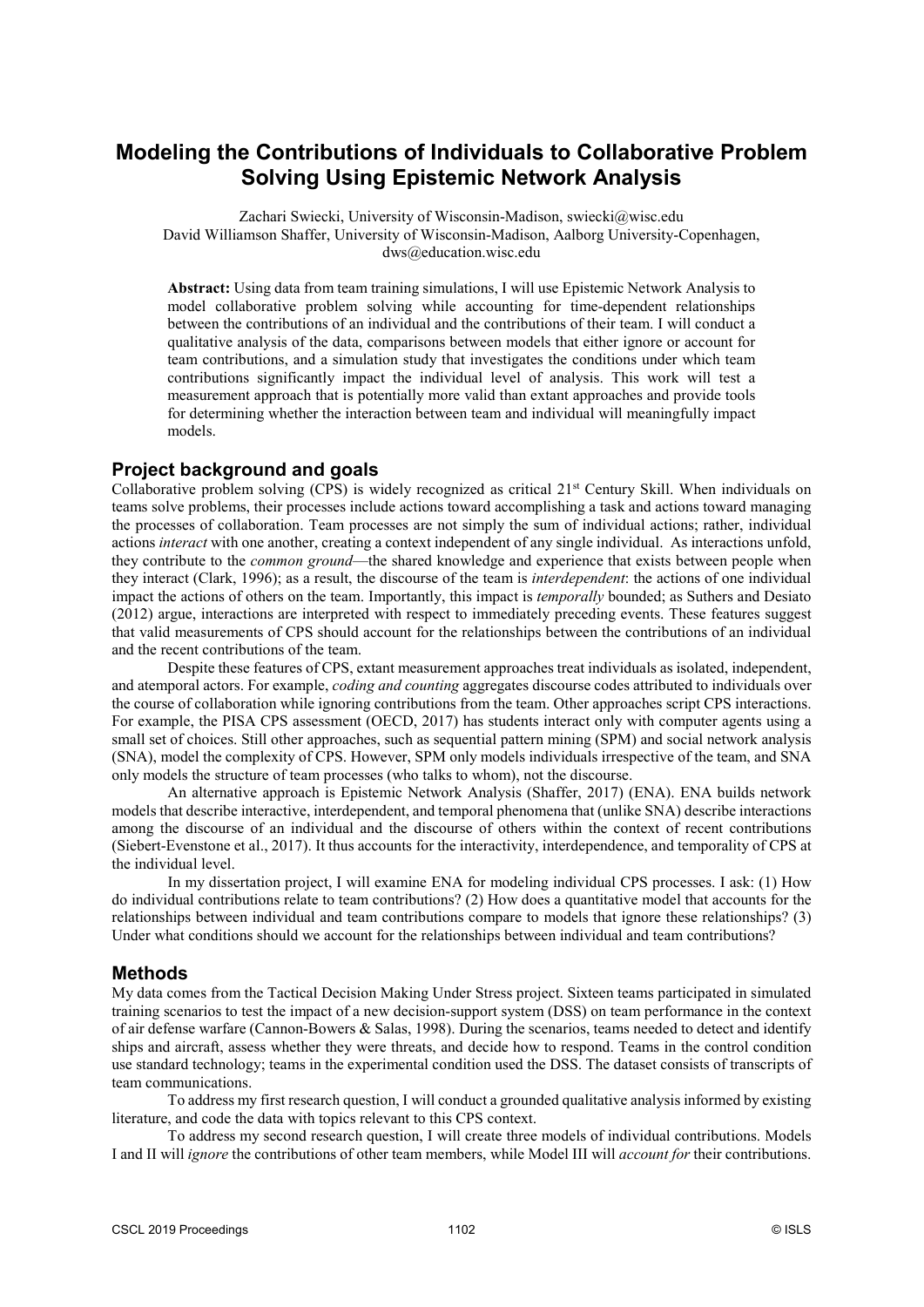# Modeling the Contributions of Individuals to Collaborative Problem Solving Using Epistemic Network Analysis

Zachari Swiecki, University of Wisconsin-Madison, swiecki@wisc.edu
David Williamson Shaffer, University of Wisconsin-Madison, Aalborg University-Copenhagen, dws@education.wisc.edu

**Abstract:** Using data from team training simulations, I will use Epistemic Network Analysis to model collaborative problem solving while accounting for time-dependent relationships between the contributions of an individual and the contributions of their team. I will conduct a qualitative analysis of the data, comparisons between models that either ignore or account for team contributions, and a simulation study that investigates the conditions under which team contributions significantly impact the individual level of analysis. This work will test a measurement approach that is potentially more valid than extant approaches and provide tools for determining whether the interaction between team and individual will meaningfully impact models.

## Project background and goals

Collaborative problem solving (CPS) is widely recognized as critical 21st Century Skill. When individuals on teams solve problems, their processes include actions toward accomplishing a task and actions toward managing the processes of collaboration. Team processes are not simply the sum of individual actions; rather, individual actions *interact* with one another, creating a context independent of any single individual. As interactions unfold, they contribute to the *common ground*—the shared knowledge and experience that exists between people when they interact (Clark, 1996); as a result, the discourse of the team is *interdependent*: the actions of one individual impact the actions of others on the team. Importantly, this impact is *temporally* bounded; as Suthers and Desiato (2012) argue, interactions are interpreted with respect to immediately preceding events. These features suggest that valid measurements of CPS should account for the relationships between the contributions of an individual and the recent contributions of the team.

Despite these features of CPS, extant measurement approaches treat individuals as isolated, independent, and atemporal actors. For example, *coding and counting* aggregates discourse codes attributed to individuals over the course of collaboration while ignoring contributions from the team. Other approaches script CPS interactions. For example, the PISA CPS assessment (OECD, 2017) has students interact only with computer agents using a small set of choices. Still other approaches, such as sequential pattern mining (SPM) and social network analysis (SNA), model the complexity of CPS. However, SPM only models individuals irrespective of the team, and SNA only models the structure of team processes (who talks to whom), not the discourse.

An alternative approach is Epistemic Network Analysis (Shaffer, 2017) (ENA). ENA builds network models that describe interactive, interdependent, and temporal phenomena that (unlike SNA) describe interactions among the discourse of an individual and the discourse of others within the context of recent contributions (Siebert-Evenstone et al., 2017). It thus accounts for the interactivity, interdependence, and temporality of CPS at the individual level.

In my dissertation project, I will examine ENA for modeling individual CPS processes. I ask: (1) How do individual contributions relate to team contributions? (2) How does a quantitative model that accounts for the relationships between individual and team contributions compare to models that ignore these relationships? (3) Under what conditions should we account for the relationships between individual and team contributions?

## Methods

My data comes from the Tactical Decision Making Under Stress project. Sixteen teams participated in simulated training scenarios to test the impact of a new decision-support system (DSS) on team performance in the context of air defense warfare (Cannon-Bowers & Salas, 1998). During the scenarios, teams needed to detect and identify ships and aircraft, assess whether they were threats, and decide how to respond. Teams in the control condition use standard technology; teams in the experimental condition used the DSS. The dataset consists of transcripts of team communications.

To address my first research question, I will conduct a grounded qualitative analysis informed by existing literature, and code the data with topics relevant to this CPS context.

To address my second research question, I will create three models of individual contributions. Models I and II will *ignore* the contributions of other team members, while Model III will *account for* their contributions.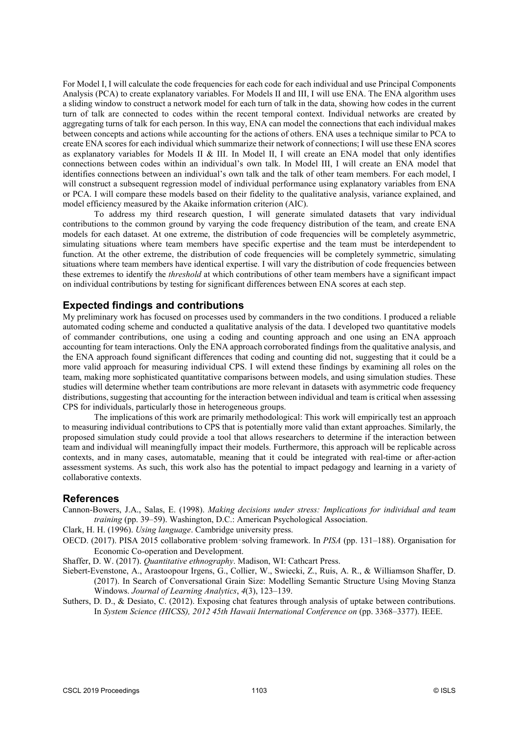For Model I, I will calculate the code frequencies for each code for each individual and use Principal Components Analysis (PCA) to create explanatory variables. For Models II and III, I will use ENA. The ENA algorithm uses a sliding window to construct a network model for each turn of talk in the data, showing how codes in the current turn of talk are connected to codes within the recent temporal context. Individual networks are created by aggregating turns of talk for each person. In this way, ENA can model the connections that each individual makes between concepts and actions while accounting for the actions of others. ENA uses a technique similar to PCA to create ENA scores for each individual which summarize their network of connections; I will use these ENA scores as explanatory variables for Models II & III. In Model II, I will create an ENA model that only identifies connections between codes within an individual's own talk. In Model III, I will create an ENA model that identifies connections between an individual's own talk and the talk of other team members. For each model, I will construct a subsequent regression model of individual performance using explanatory variables from ENA or PCA. I will compare these models based on their fidelity to the qualitative analysis, variance explained, and model efficiency measured by the Akaike information criterion (AIC).

To address my third research question, I will generate simulated datasets that vary individual contributions to the common ground by varying the code frequency distribution of the team, and create ENA models for each dataset. At one extreme, the distribution of code frequencies will be completely asymmetric, simulating situations where team members have specific expertise and the team must be interdependent to function. At the other extreme, the distribution of code frequencies will be completely symmetric, simulating situations where team members have identical expertise. I will vary the distribution of code frequencies between these extremes to identify the *threshold* at which contributions of other team members have a significant impact on individual contributions by testing for significant differences between ENA scores at each step.

## Expected findings and contributions

My preliminary work has focused on processes used by commanders in the two conditions. I produced a reliable automated coding scheme and conducted a qualitative analysis of the data. I developed two quantitative models of commander contributions, one using a coding and counting approach and one using an ENA approach accounting for team interactions. Only the ENA approach corroborated findings from the qualitative analysis, and the ENA approach found significant differences that coding and counting did not, suggesting that it could be a more valid approach for measuring individual CPS. I will extend these findings by examining all roles on the team, making more sophisticated quantitative comparisons between models, and using simulation studies. These studies will determine whether team contributions are more relevant in datasets with asymmetric code frequency distributions, suggesting that accounting for the interaction between individual and team is critical when assessing CPS for individuals, particularly those in heterogeneous groups.

The implications of this work are primarily methodological: This work will empirically test an approach to measuring individual contributions to CPS that is potentially more valid than extant approaches. Similarly, the proposed simulation study could provide a tool that allows researchers to determine if the interaction between team and individual will meaningfully impact their models. Furthermore, this approach will be replicable across contexts, and in many cases, automatable, meaning that it could be integrated with real-time or after-action assessment systems. As such, this work also has the potential to impact pedagogy and learning in a variety of collaborative contexts.

## References

Cannon-Bowers, J.A., Salas, E. (1998). *Making decisions under stress: Implications for individual and team training* (pp. 39–59). Washington, D.C.: American Psychological Association.

Clark, H. H. (1996). *Using language*. Cambridge university press.

OECD. (2017). PISA 2015 collaborative problem-solving framework. In *PISA* (pp. 131–188). Organisation for Economic Co-operation and Development.

Shaffer, D. W. (2017). *Quantitative ethnography*. Madison, WI: Cathcart Press.

Siebert-Evenstone, A., Arastoopour Irgens, G., Collier, W., Swiecki, Z., Ruis, A. R., & Williamson Shaffer, D. (2017). In Search of Conversational Grain Size: Modelling Semantic Structure Using Moving Stanza Windows. *Journal of Learning Analytics*, *4*(3), 123–139.

Suthers, D. D., & Desiato, C. (2012). Exposing chat features through analysis of uptake between contributions. In *System Science (HICSS), 2012 45th Hawaii International Conference on* (pp. 3368–3377). IEEE.